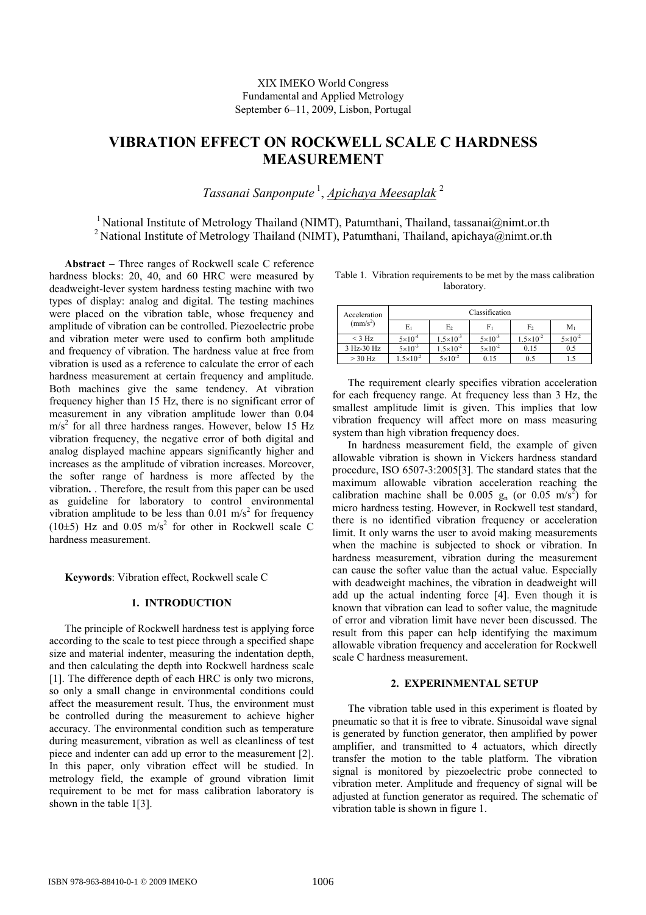XIX IMEKO World Congress
Fundamental and Applied Metrology
September 6−11, 2009, Lisbon, Portugal

# VIBRATION EFFECT ON ROCKWELL SCALE C HARDNESS MEASUREMENT

*Tassanai Sanponpute* [1], *Apichaya Meesaplak* [2]

[1] National Institute of Metrology Thailand (NIMT), Patumthani, Thailand, tassanai@nimt.or.th
[2] National Institute of Metrology Thailand (NIMT), Patumthani, Thailand, apichaya@nimt.or.th

**Abstract** − Three ranges of Rockwell scale C reference hardness blocks: 20, 40, and 60 HRC were measured by deadweight-lever system hardness testing machine with two types of display: analog and digital. The testing machines were placed on the vibration table, whose frequency and amplitude of vibration can be controlled. Piezoelectric probe and vibration meter were used to confirm both amplitude and frequency of vibration. The hardness value at free from vibration is used as a reference to calculate the error of each hardness measurement at certain frequency and amplitude. Both machines give the same tendency. At vibration frequency higher than 15 Hz, there is no significant error of measurement in any vibration amplitude lower than 0.04 $m/s^2$ for all three hardness ranges. However, below 15 Hz vibration frequency, the negative error of both digital and analog displayed machine appears significantly higher and increases as the amplitude of vibration increases. Moreover, the softer range of hardness is more affected by the vibration**.** . Therefore, the result from this paper can be used as guideline for laboratory to control environmental vibration amplitude to be less than 0.01 $m/s^2$ for frequency (10±5) Hz and 0.05 $m/s^2$ for other in Rockwell scale C hardness measurement.

**Keywords**: Vibration effect, Rockwell scale C

## 1. INTRODUCTION

The principle of Rockwell hardness test is applying force according to the scale to test piece through a specified shape size and material indenter, measuring the indentation depth, and then calculating the depth into Rockwell hardness scale [1]. The difference depth of each HRC is only two microns, so only a small change in environmental conditions could affect the measurement result. Thus, the environment must be controlled during the measurement to achieve higher accuracy. The environmental condition such as temperature during measurement, vibration as well as cleanliness of test piece and indenter can add up error to the measurement [2]. In this paper, only vibration effect will be studied. In metrology field, the example of ground vibration limit requirement to be met for mass calibration laboratory is shown in the table 1[3].

Table 1. Vibration requirements to be met by the mass calibration laboratory.

| Acceleration ($mm/s^2$) | Classification | | | | |
|---|---|---|---|---|---|
| | $E_1$ | $E_2$ | $F_1$ | $F_2$ | $M_1$ |
| < 3 Hz | $5\times10^{-4}$ | $1.5\times10^{-3}$ | $5\times10^{-3}$ | $1.5\times10^{-2}$ | $5\times10^{-2}$ |
| 3 Hz-30 Hz | $5\times10^{-3}$ | $1.5\times10^{-2}$ | $5\times10^{-2}$ | 0.15 | 0.5 |
| > 30 Hz | $1.5\times10^{-2}$ | $5\times10^{-2}$ | 0.15 | 0.5 | 1.5 |

The requirement clearly specifies vibration acceleration for each frequency range. At frequency less than 3 Hz, the smallest amplitude limit is given. This implies that low vibration frequency will affect more on mass measuring system than high vibration frequency does.

In hardness measurement field, the example of given allowable vibration is shown in Vickers hardness standard procedure, ISO 6507-3:2005[3]. The standard states that the maximum allowable vibration acceleration reaching the calibration machine shall be 0.005 $g_n$ (or 0.05 $m/s^2$) for micro hardness testing. However, in Rockwell test standard, there is no identified vibration frequency or acceleration limit. It only warns the user to avoid making measurements when the machine is subjected to shock or vibration. In hardness measurement, vibration during the measurement can cause the softer value than the actual value. Especially with deadweight machines, the vibration in deadweight will add up the actual indenting force [4]. Even though it is known that vibration can lead to softer value, the magnitude of error and vibration limit have never been discussed. The result from this paper can help identifying the maximum allowable vibration frequency and acceleration for Rockwell scale C hardness measurement.

## 2. EXPERINMENTAL SETUP

The vibration table used in this experiment is floated by pneumatic so that it is free to vibrate. Sinusoidal wave signal is generated by function generator, then amplified by power amplifier, and transmitted to 4 actuators, which directly transfer the motion to the table platform. The vibration signal is monitored by piezoelectric probe connected to vibration meter. Amplitude and frequency of signal will be adjusted at function generator as required. The schematic of vibration table is shown in figure 1.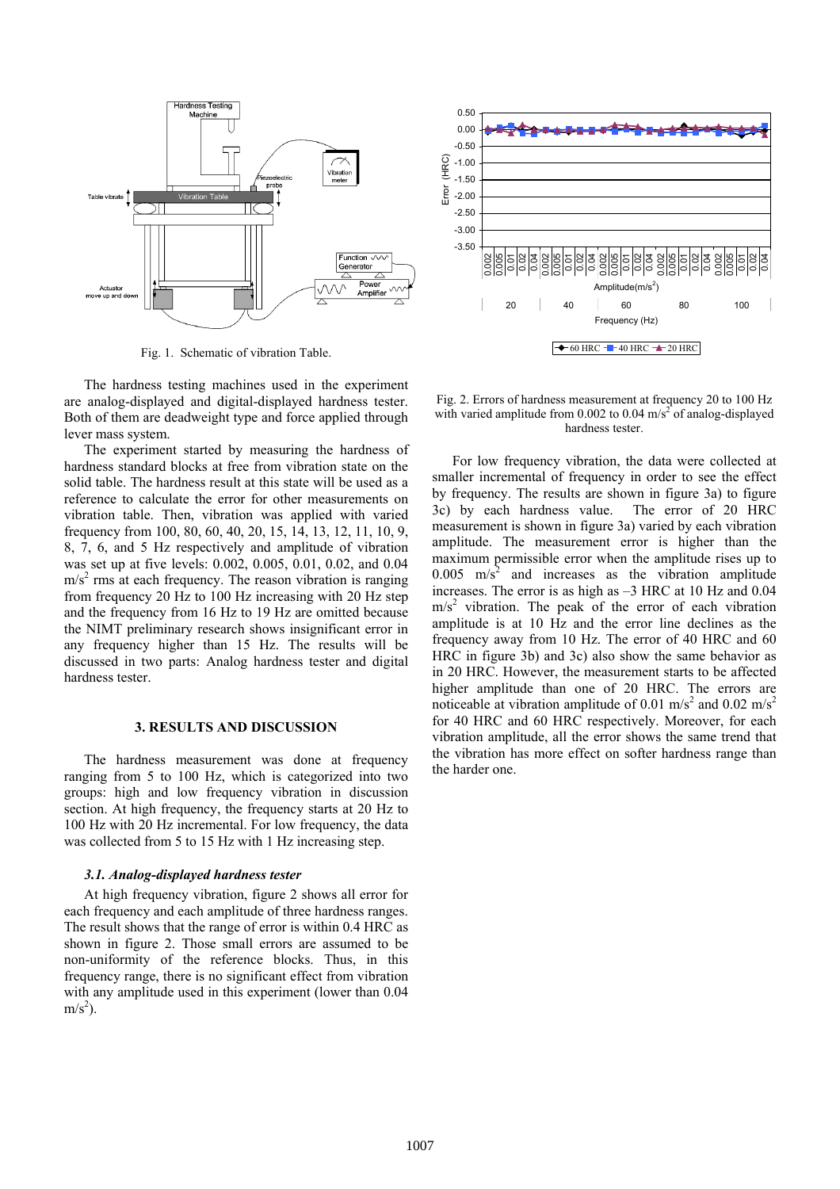Fig. 1. Schematic of vibration Table.

Fig. 2. Errors of hardness measurement at frequency 20 to 100 Hz with varied amplitude from 0.002 to 0.04 $m/s^2$ of analog-displayed hardness tester.

The hardness testing machines used in the experiment are analog-displayed and digital-displayed hardness tester. Both of them are deadweight type and force applied through lever mass system.

The experiment started by measuring the hardness of hardness standard blocks at free from vibration state on the solid table. The hardness result at this state will be used as a reference to calculate the error for other measurements on vibration table. Then, vibration was applied with varied frequency from 100, 80, 60, 40, 20, 15, 14, 13, 12, 11, 10, 9, 8, 7, 6, and 5 Hz respectively and amplitude of vibration was set up at five levels: 0.002, 0.005, 0.01, 0.02, and 0.04 $m/s^2$ rms at each frequency. The reason vibration is ranging from frequency 20 Hz to 100 Hz increasing with 20 Hz step and the frequency from 16 Hz to 19 Hz are omitted because the NIMT preliminary research shows insignificant error in any frequency higher than 15 Hz. The results will be discussed in two parts: Analog hardness tester and digital hardness tester.

## 3. RESULTS AND DISCUSSION

The hardness measurement was done at frequency ranging from 5 to 100 Hz, which is categorized into two groups: high and low frequency vibration in discussion section. At high frequency, the frequency starts at 20 Hz to 100 Hz with 20 Hz incremental. For low frequency, the data was collected from 5 to 15 Hz with 1 Hz increasing step.

### *3.1. Analog-displayed hardness tester*

At high frequency vibration, figure 2 shows all error for each frequency and each amplitude of three hardness ranges. The result shows that the range of error is within 0.4 HRC as shown in figure 2. Those small errors are assumed to be non-uniformity of the reference blocks. Thus, in this frequency range, there is no significant effect from vibration with any amplitude used in this experiment (lower than 0.04 $m/s^2$).

For low frequency vibration, the data were collected at smaller incremental of frequency in order to see the effect by frequency. The results are shown in figure 3a) to figure 3c) by each hardness value. The error of 20 HRC measurement is shown in figure 3a) varied by each vibration amplitude. The measurement error is higher than the maximum permissible error when the amplitude rises up to 0.005 $m/s^2$ and increases as the vibration amplitude increases. The error is as high as –3 HRC at 10 Hz and 0.04 $m/s^2$ vibration. The peak of the error of each vibration amplitude is at 10 Hz and the error line declines as the frequency away from 10 Hz. The error of 40 HRC and 60 HRC in figure 3b) and 3c) also show the same behavior as in 20 HRC. However, the measurement starts to be affected higher amplitude than one of 20 HRC. The errors are noticeable at vibration amplitude of 0.01 $m/s^2$ and 0.02 $m/s^2$ for 40 HRC and 60 HRC respectively. Moreover, for each vibration amplitude, all the error shows the same trend that the vibration has more effect on softer hardness range than the harder one.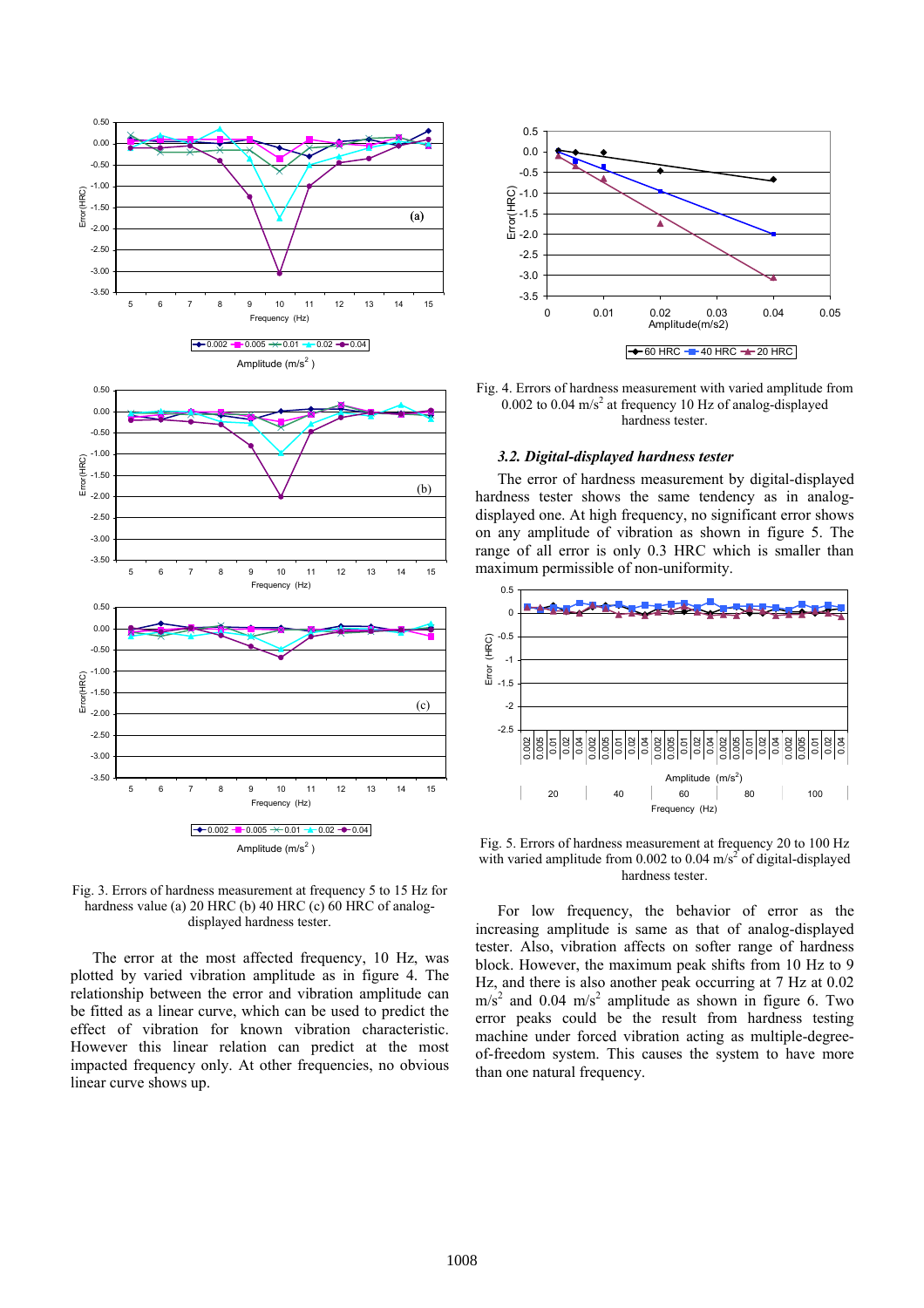Fig. 3. Errors of hardness measurement at frequency 5 to 15 Hz for hardness value (a) 20 HRC (b) 40 HRC (c) 60 HRC of analog-displayed hardness tester.

The error at the most affected frequency, 10 Hz, was plotted by varied vibration amplitude as in figure 4. The relationship between the error and vibration amplitude can be fitted as a linear curve, which can be used to predict the effect of vibration for known vibration characteristic. However this linear relation can predict at the most impacted frequency only. At other frequencies, no obvious linear curve shows up.

Fig. 4. Errors of hardness measurement with varied amplitude from 0.002 to 0.04 $m/s^2$ at frequency 10 Hz of analog-displayed hardness tester.

### *3.2. Digital-displayed hardness tester*

The error of hardness measurement by digital-displayed hardness tester shows the same tendency as in analog-displayed one. At high frequency, no significant error shows on any amplitude of vibration as shown in figure 5. The range of all error is only 0.3 HRC which is smaller than maximum permissible of non-uniformity.

Fig. 5. Errors of hardness measurement at frequency 20 to 100 Hz with varied amplitude from 0.002 to 0.04 $m/s^2$ of digital-displayed hardness tester.

For low frequency, the behavior of error as the increasing amplitude is same as that of analog-displayed tester. Also, vibration affects on softer range of hardness block. However, the maximum peak shifts from 10 Hz to 9 Hz, and there is also another peak occurring at 7 Hz at 0.02 $m/s^2$ and 0.04 $m/s^2$ amplitude as shown in figure 6. Two error peaks could be the result from hardness testing machine under forced vibration acting as multiple-degree-of-freedom system. This causes the system to have more than one natural frequency.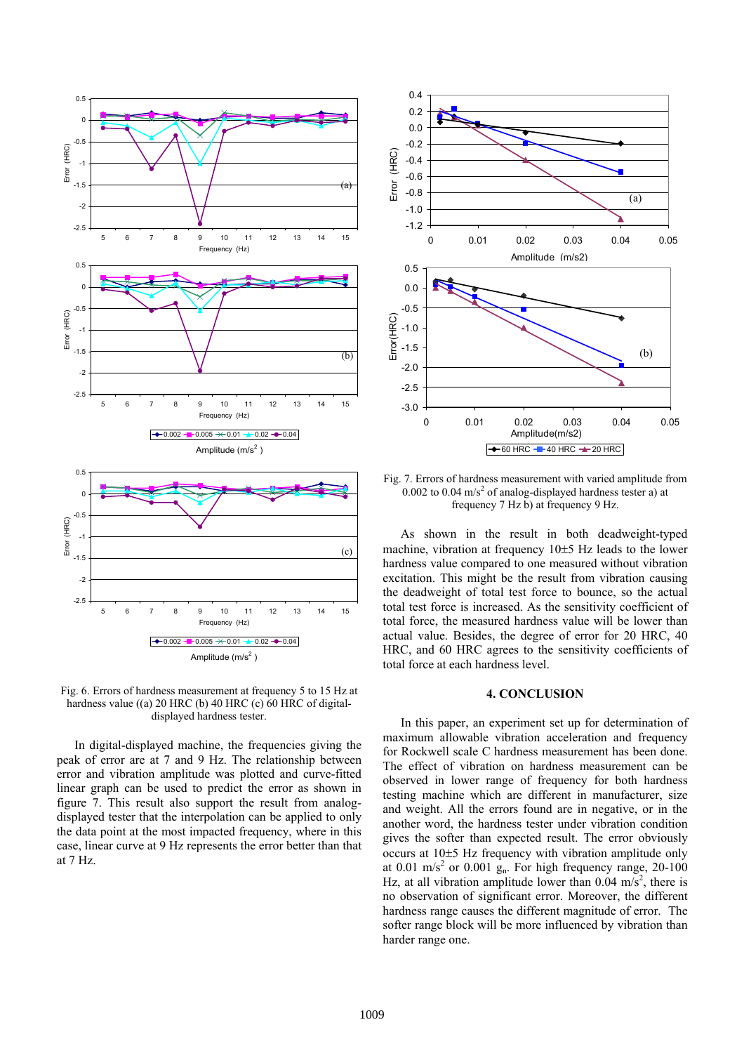Fig. 6. Errors of hardness measurement at frequency 5 to 15 Hz at hardness value ((a) 20 HRC (b) 40 HRC (c) 60 HRC of digital-displayed hardness tester.

In digital-displayed machine, the frequencies giving the peak of error are at 7 and 9 Hz. The relationship between error and vibration amplitude was plotted and curve-fitted linear graph can be used to predict the error as shown in figure 7. This result also support the result from analog-displayed tester that the interpolation can be applied to only the data point at the most impacted frequency, where in this case, linear curve at 9 Hz represents the error better than that at 7 Hz.

Fig. 7. Errors of hardness measurement with varied amplitude from 0.002 to 0.04 m/s$^2$ of analog-displayed hardness tester a) at frequency 7 Hz b) at frequency 9 Hz.

As shown in the result in both deadweight-typed machine, vibration at frequency 10±5 Hz leads to the lower hardness value compared to one measured without vibration excitation. This might be the result from vibration causing the deadweight of total test force to bounce, so the actual total test force is increased. As the sensitivity coefficient of total force, the measured hardness value will be lower than actual value. Besides, the degree of error for 20 HRC, 40 HRC, and 60 HRC agrees to the sensitivity coefficients of total force at each hardness level.

## 4. CONCLUSION

In this paper, an experiment set up for determination of maximum allowable vibration acceleration and frequency for Rockwell scale C hardness measurement has been done. The effect of vibration on hardness measurement can be observed in lower range of frequency for both hardness testing machine which are different in manufacturer, size and weight. All the errors found are in negative, or in the another word, the hardness tester under vibration condition gives the softer than expected result. The error obviously occurs at 10±5 Hz frequency with vibration amplitude only at 0.01 m/s$^2$ or 0.001 $g_n$. For high frequency range, 20-100 Hz, at all vibration amplitude lower than 0.04 m/s$^2$, there is no observation of significant error. Moreover, the different hardness range causes the different magnitude of error. The softer range block will be more influenced by vibration than harder range one.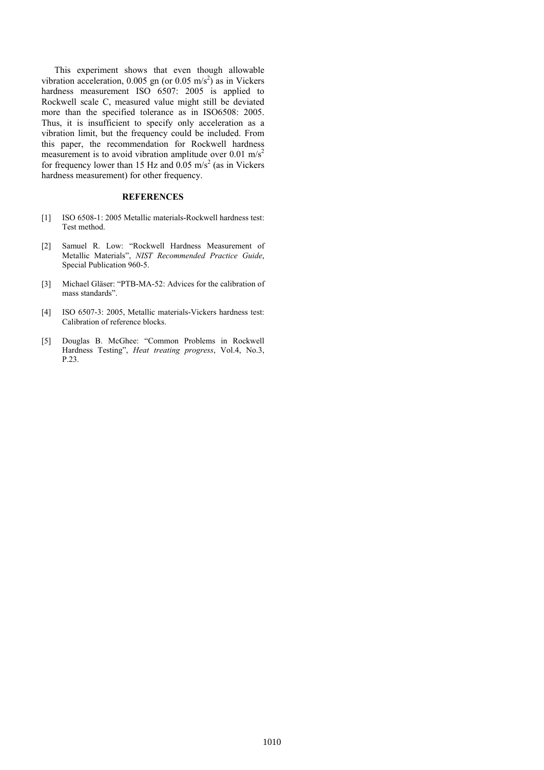This experiment shows that even though allowable vibration acceleration, 0.005 gn (or 0.05 $m/s^2$) as in Vickers hardness measurement ISO 6507: 2005 is applied to Rockwell scale C, measured value might still be deviated more than the specified tolerance as in ISO6508: 2005. Thus, it is insufficient to specify only acceleration as a vibration limit, but the frequency could be included. From this paper, the recommendation for Rockwell hardness measurement is to avoid vibration amplitude over 0.01 $m/s^2$ for frequency lower than 15 Hz and 0.05 $m/s^2$ (as in Vickers hardness measurement) for other frequency.

## REFERENCES

[1] ISO 6508-1: 2005 Metallic materials-Rockwell hardness test: Test method.

[2] Samuel R. Low: "Rockwell Hardness Measurement of Metallic Materials", *NIST Recommended Practice Guide*, Special Publication 960-5.

[3] Michael Gläser: "PTB-MA-52: Advices for the calibration of mass standards".

[4] ISO 6507-3: 2005, Metallic materials-Vickers hardness test: Calibration of reference blocks.

[5] Douglas B. McGhee: "Common Problems in Rockwell Hardness Testing", *Heat treating progress*, Vol.4, No.3, P.23.